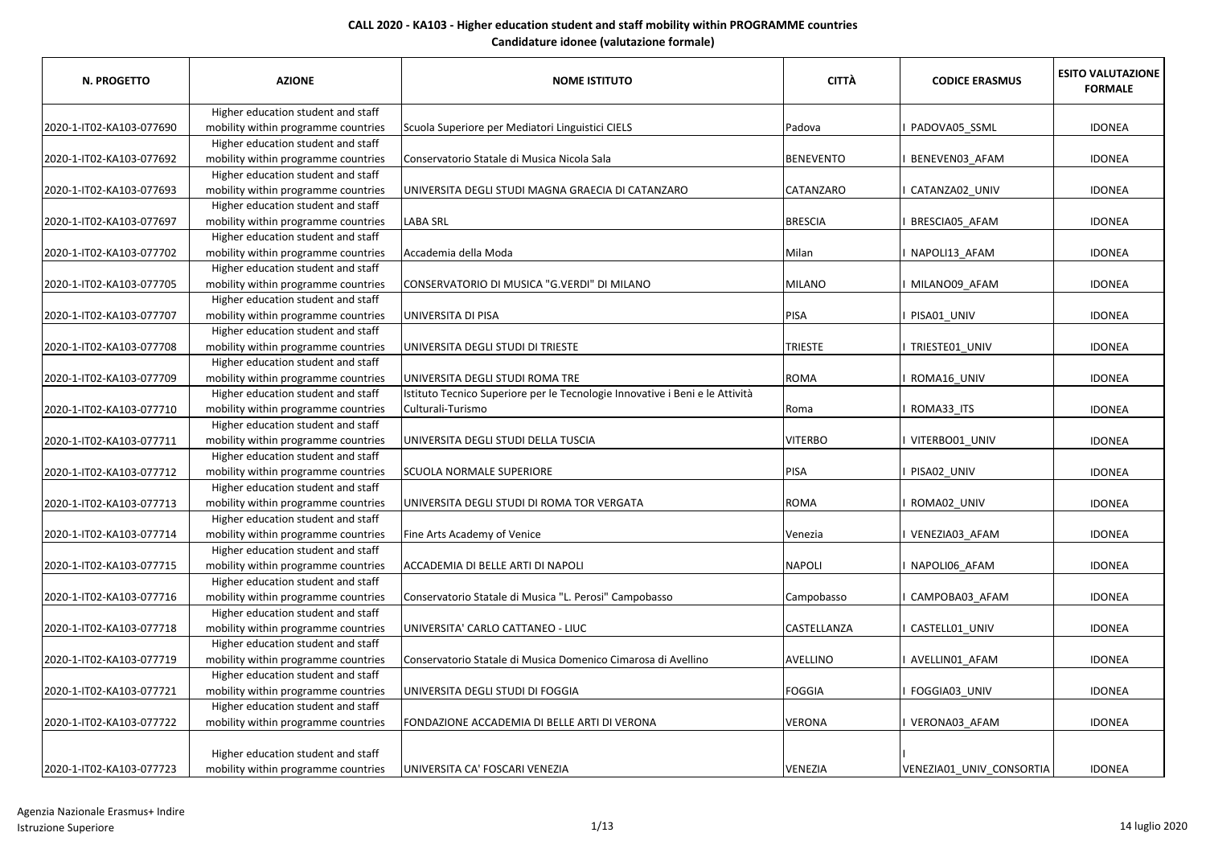**CALL 2020 - KA103 - Higher education student and staff mobility within PROGRAMME countries**
**Candidature idonee (valutazione formale)**

| N. PROGETTO | AZIONE | NOME ISTITUTO | CITTÀ | CODICE ERASMUS | ESITO VALUTAZIONE FORMALE |
|---|---|---|---|---|---|
| 2020-1-IT02-KA103-077690 | Higher education student and staff mobility within programme countries | Scuola Superiore per Mediatori Linguistici CIELS | Padova | I PADOVA05_SSML | IDONEA |
| 2020-1-IT02-KA103-077692 | Higher education student and staff mobility within programme countries | Conservatorio Statale di Musica Nicola Sala | BENEVENTO | I BENEVEN03_AFAM | IDONEA |
| 2020-1-IT02-KA103-077693 | Higher education student and staff mobility within programme countries | UNIVERSITA DEGLI STUDI MAGNA GRAECIA DI CATANZARO | CATANZARO | I CATANZA02_UNIV | IDONEA |
| 2020-1-IT02-KA103-077697 | Higher education student and staff mobility within programme countries | LABA SRL | BRESCIA | I BRESCIA05_AFAM | IDONEA |
| 2020-1-IT02-KA103-077702 | Higher education student and staff mobility within programme countries | Accademia della Moda | Milan | I NAPOLI13_AFAM | IDONEA |
| 2020-1-IT02-KA103-077705 | Higher education student and staff mobility within programme countries | CONSERVATORIO DI MUSICA "G.VERDI" DI MILANO | MILANO | I MILANO09_AFAM | IDONEA |
| 2020-1-IT02-KA103-077707 | Higher education student and staff mobility within programme countries | UNIVERSITA DI PISA | PISA | I PISA01_UNIV | IDONEA |
| 2020-1-IT02-KA103-077708 | Higher education student and staff mobility within programme countries | UNIVERSITA DEGLI STUDI DI TRIESTE | TRIESTE | I TRIESTE01_UNIV | IDONEA |
| 2020-1-IT02-KA103-077709 | Higher education student and staff mobility within programme countries | UNIVERSITA DEGLI STUDI ROMA TRE | ROMA | I ROMA16_UNIV | IDONEA |
| 2020-1-IT02-KA103-077710 | Higher education student and staff mobility within programme countries | Istituto Tecnico Superiore per le Tecnologie Innovative i Beni e le Attività Culturali-Turismo | Roma | I ROMA33_ITS | IDONEA |
| 2020-1-IT02-KA103-077711 | Higher education student and staff mobility within programme countries | UNIVERSITA DEGLI STUDI DELLA TUSCIA | VITERBO | I VITERBO01_UNIV | IDONEA |
| 2020-1-IT02-KA103-077712 | Higher education student and staff mobility within programme countries | SCUOLA NORMALE SUPERIORE | PISA | I PISA02_UNIV | IDONEA |
| 2020-1-IT02-KA103-077713 | Higher education student and staff mobility within programme countries | UNIVERSITA DEGLI STUDI DI ROMA TOR VERGATA | ROMA | I ROMA02_UNIV | IDONEA |
| 2020-1-IT02-KA103-077714 | Higher education student and staff mobility within programme countries | Fine Arts Academy of Venice | Venezia | I VENEZIA03_AFAM | IDONEA |
| 2020-1-IT02-KA103-077715 | Higher education student and staff mobility within programme countries | ACCADEMIA DI BELLE ARTI DI NAPOLI | NAPOLI | I NAPOLI06_AFAM | IDONEA |
| 2020-1-IT02-KA103-077716 | Higher education student and staff mobility within programme countries | Conservatorio Statale di Musica "L. Perosi" Campobasso | Campobasso | I CAMPOBA03_AFAM | IDONEA |
| 2020-1-IT02-KA103-077718 | Higher education student and staff mobility within programme countries | UNIVERSITA' CARLO CATTANEO - LIUC | CASTELLANZA | I CASTELL01_UNIV | IDONEA |
| 2020-1-IT02-KA103-077719 | Higher education student and staff mobility within programme countries | Conservatorio Statale di Musica Domenico Cimarosa di Avellino | AVELLINO | I AVELLIN01_AFAM | IDONEA |
| 2020-1-IT02-KA103-077721 | Higher education student and staff mobility within programme countries | UNIVERSITA DEGLI STUDI DI FOGGIA | FOGGIA | I FOGGIA03_UNIV | IDONEA |
| 2020-1-IT02-KA103-077722 | Higher education student and staff mobility within programme countries | FONDAZIONE ACCADEMIA DI BELLE ARTI DI VERONA | VERONA | I VERONA03_AFAM | IDONEA |
| 2020-1-IT02-KA103-077723 | Higher education student and staff mobility within programme countries | UNIVERSITA CA' FOSCARI VENEZIA | VENEZIA | I VENEZIA01_UNIV_CONSORTIA | IDONEA |

Agenzia Nazionale Erasmus+ Indire
Istruzione Superiore

14 luglio 2020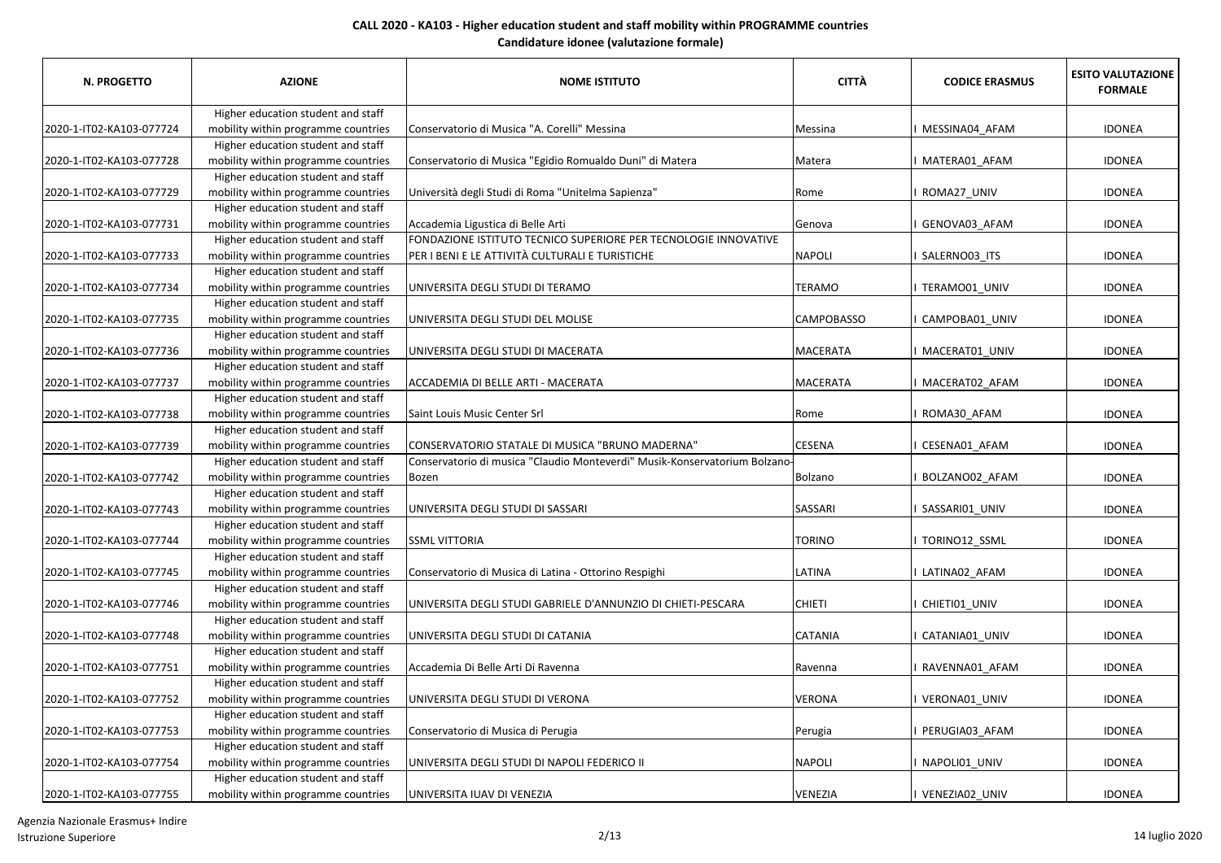**CALL 2020 - KA103 - Higher education student and staff mobility within PROGRAMME countries**
**Candidature idonee (valutazione formale)**

| N. PROGETTO | AZIONE | NOME ISTITUTO | CITTÀ | CODICE ERASMUS | ESITO VALUTAZIONE FORMALE |
|---|---|---|---|---|---|
| 2020-1-IT02-KA103-077724 | Higher education student and staff mobility within programme countries | Conservatorio di Musica "A. Corelli" Messina | Messina | I MESSINA04_AFAM | IDONEA |
| 2020-1-IT02-KA103-077728 | Higher education student and staff mobility within programme countries | Conservatorio di Musica "Egidio Romualdo Duni" di Matera | Matera | I MATERA01_AFAM | IDONEA |
| 2020-1-IT02-KA103-077729 | Higher education student and staff mobility within programme countries | Università degli Studi di Roma "Unitelma Sapienza" | Rome | I ROMA27_UNIV | IDONEA |
| 2020-1-IT02-KA103-077731 | Higher education student and staff mobility within programme countries | Accademia Ligustica di Belle Arti | Genova | I GENOVA03_AFAM | IDONEA |
| 2020-1-IT02-KA103-077733 | Higher education student and staff mobility within programme countries | FONDAZIONE ISTITUTO TECNICO SUPERIORE PER TECNOLOGIE INNOVATIVE PER I BENI E LE ATTIVITÀ CULTURALI E TURISTICHE | NAPOLI | I SALERNO03_ITS | IDONEA |
| 2020-1-IT02-KA103-077734 | Higher education student and staff mobility within programme countries | UNIVERSITA DEGLI STUDI DI TERAMO | TERAMO | I TERAMO01_UNIV | IDONEA |
| 2020-1-IT02-KA103-077735 | Higher education student and staff mobility within programme countries | UNIVERSITA DEGLI STUDI DEL MOLISE | CAMPOBASSO | I CAMPOBA01_UNIV | IDONEA |
| 2020-1-IT02-KA103-077736 | Higher education student and staff mobility within programme countries | UNIVERSITA DEGLI STUDI DI MACERATA | MACERATA | I MACERAT01_UNIV | IDONEA |
| 2020-1-IT02-KA103-077737 | Higher education student and staff mobility within programme countries | ACCADEMIA DI BELLE ARTI - MACERATA | MACERATA | I MACERAT02_AFAM | IDONEA |
| 2020-1-IT02-KA103-077738 | Higher education student and staff mobility within programme countries | Saint Louis Music Center Srl | Rome | I ROMA30_AFAM | IDONEA |
| 2020-1-IT02-KA103-077739 | Higher education student and staff mobility within programme countries | CONSERVATORIO STATALE DI MUSICA "BRUNO MADERNA" | CESENA | I CESENA01_AFAM | IDONEA |
| 2020-1-IT02-KA103-077742 | Higher education student and staff mobility within programme countries | Conservatorio di musica "Claudio Monteverdi" Musik-Konservatorium Bolzano-Bozen | Bolzano | I BOLZANO02_AFAM | IDONEA |
| 2020-1-IT02-KA103-077743 | Higher education student and staff mobility within programme countries | UNIVERSITA DEGLI STUDI DI SASSARI | SASSARI | I SASSARI01_UNIV | IDONEA |
| 2020-1-IT02-KA103-077744 | Higher education student and staff mobility within programme countries | SSML VITTORIA | TORINO | I TORINO12_SSML | IDONEA |
| 2020-1-IT02-KA103-077745 | Higher education student and staff mobility within programme countries | Conservatorio di Musica di Latina - Ottorino Respighi | LATINA | I LATINA02_AFAM | IDONEA |
| 2020-1-IT02-KA103-077746 | Higher education student and staff mobility within programme countries | UNIVERSITA DEGLI STUDI GABRIELE D'ANNUNZIO DI CHIETI-PESCARA | CHIETI | I CHIETI01_UNIV | IDONEA |
| 2020-1-IT02-KA103-077748 | Higher education student and staff mobility within programme countries | UNIVERSITA DEGLI STUDI DI CATANIA | CATANIA | I CATANIA01_UNIV | IDONEA |
| 2020-1-IT02-KA103-077751 | Higher education student and staff mobility within programme countries | Accademia Di Belle Arti Di Ravenna | Ravenna | I RAVENNA01_AFAM | IDONEA |
| 2020-1-IT02-KA103-077752 | Higher education student and staff mobility within programme countries | UNIVERSITA DEGLI STUDI DI VERONA | VERONA | I VERONA01_UNIV | IDONEA |
| 2020-1-IT02-KA103-077753 | Higher education student and staff mobility within programme countries | Conservatorio di Musica di Perugia | Perugia | I PERUGIA03_AFAM | IDONEA |
| 2020-1-IT02-KA103-077754 | Higher education student and staff mobility within programme countries | UNIVERSITA DEGLI STUDI DI NAPOLI FEDERICO II | NAPOLI | I NAPOLI01_UNIV | IDONEA |
| 2020-1-IT02-KA103-077755 | Higher education student and staff mobility within programme countries | UNIVERSITA IUAV DI VENEZIA | VENEZIA | I VENEZIA02_UNIV | IDONEA |

Agenzia Nazionale Erasmus+ Indire
Istruzione Superiore

14 luglio 2020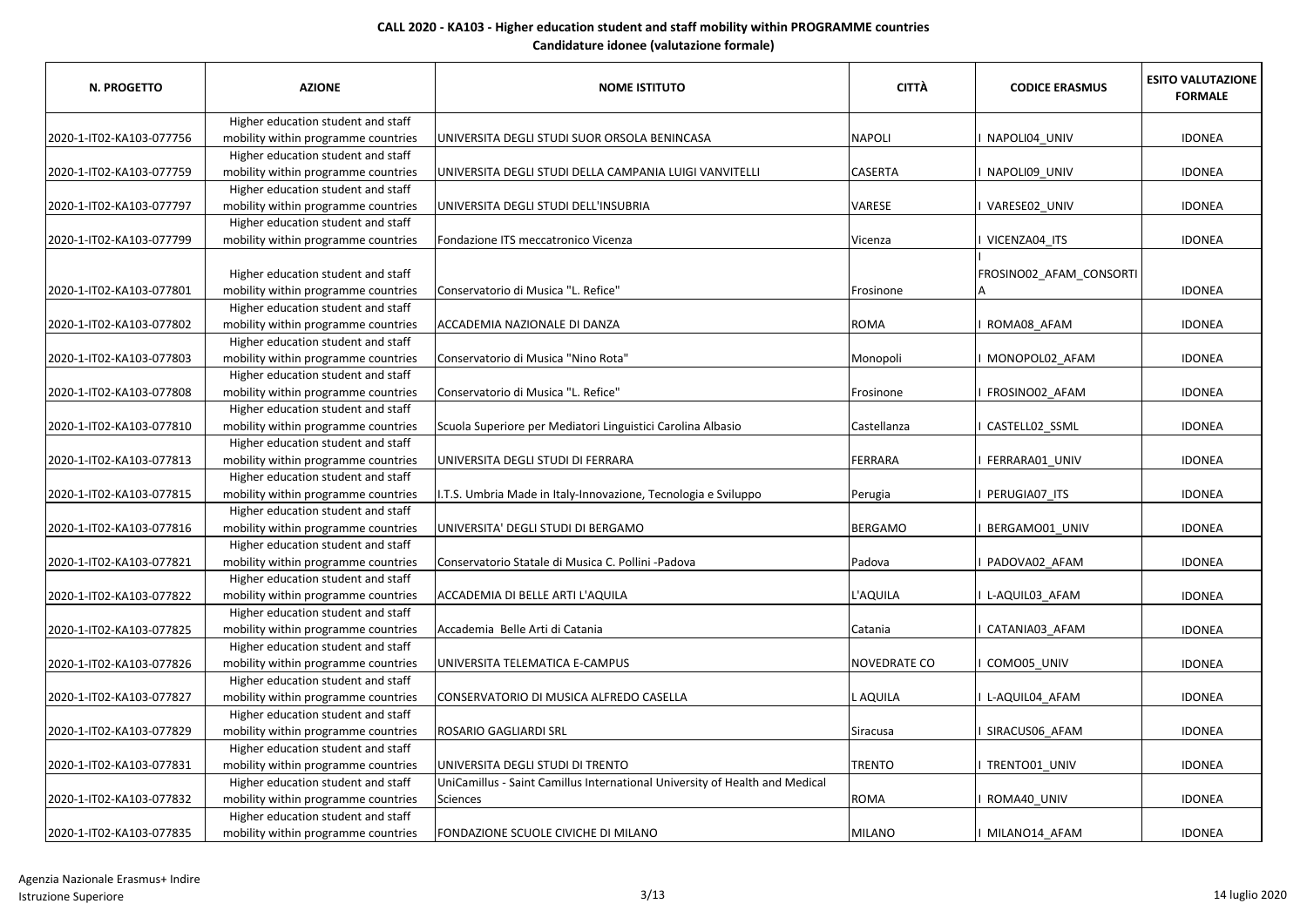**CALL 2020 - KA103 - Higher education student and staff mobility within PROGRAMME countries**

**Candidature idonee (valutazione formale)**

| N. PROGETTO | AZIONE | NOME ISTITUTO | CITTÀ | CODICE ERASMUS | ESITO VALUTAZIONE FORMALE |
|---|---|---|---|---|---|
| 2020-1-IT02-KA103-077756 | Higher education student and staff mobility within programme countries | UNIVERSITA DEGLI STUDI SUOR ORSOLA BENINCASA | NAPOLI | I NAPOLI04_UNIV | IDONEA |
| 2020-1-IT02-KA103-077759 | Higher education student and staff mobility within programme countries | UNIVERSITA DEGLI STUDI DELLA CAMPANIA LUIGI VANVITELLI | CASERTA | I NAPOLI09_UNIV | IDONEA |
| 2020-1-IT02-KA103-077797 | Higher education student and staff mobility within programme countries | UNIVERSITA DEGLI STUDI DELL'INSUBRIA | VARESE | I VARESE02_UNIV | IDONEA |
| 2020-1-IT02-KA103-077799 | Higher education student and staff mobility within programme countries | Fondazione ITS meccatronico Vicenza | Vicenza | I VICENZA04_ITS | IDONEA |
| 2020-1-IT02-KA103-077801 | Higher education student and staff mobility within programme countries | Conservatorio di Musica "L. Refice" | Frosinone | I FROSINO02_AFAM_CONSORTIA | IDONEA |
| 2020-1-IT02-KA103-077802 | Higher education student and staff mobility within programme countries | ACCADEMIA NAZIONALE DI DANZA | ROMA | I ROMA08_AFAM | IDONEA |
| 2020-1-IT02-KA103-077803 | Higher education student and staff mobility within programme countries | Conservatorio di Musica "Nino Rota" | Monopoli | I MONOPOL02_AFAM | IDONEA |
| 2020-1-IT02-KA103-077808 | Higher education student and staff mobility within programme countries | Conservatorio di Musica "L. Refice" | Frosinone | I FROSINO02_AFAM | IDONEA |
| 2020-1-IT02-KA103-077810 | Higher education student and staff mobility within programme countries | Scuola Superiore per Mediatori Linguistici Carolina Albasio | Castellanza | I CASTELL02_SSML | IDONEA |
| 2020-1-IT02-KA103-077813 | Higher education student and staff mobility within programme countries | UNIVERSITA DEGLI STUDI DI FERRARA | FERRARA | I FERRARA01_UNIV | IDONEA |
| 2020-1-IT02-KA103-077815 | Higher education student and staff mobility within programme countries | I.T.S. Umbria Made in Italy-Innovazione, Tecnologia e Sviluppo | Perugia | I PERUGIA07_ITS | IDONEA |
| 2020-1-IT02-KA103-077816 | Higher education student and staff mobility within programme countries | UNIVERSITA' DEGLI STUDI DI BERGAMO | BERGAMO | I BERGAMO01_UNIV | IDONEA |
| 2020-1-IT02-KA103-077821 | Higher education student and staff mobility within programme countries | Conservatorio Statale di Musica C. Pollini -Padova | Padova | I PADOVA02_AFAM | IDONEA |
| 2020-1-IT02-KA103-077822 | Higher education student and staff mobility within programme countries | ACCADEMIA DI BELLE ARTI L'AQUILA | L'AQUILA | I L-AQUIL03_AFAM | IDONEA |
| 2020-1-IT02-KA103-077825 | Higher education student and staff mobility within programme countries | Accademia Belle Arti di Catania | Catania | I CATANIA03_AFAM | IDONEA |
| 2020-1-IT02-KA103-077826 | Higher education student and staff mobility within programme countries | UNIVERSITA TELEMATICA E-CAMPUS | NOVEDRATE CO | I COMO05_UNIV | IDONEA |
| 2020-1-IT02-KA103-077827 | Higher education student and staff mobility within programme countries | CONSERVATORIO DI MUSICA ALFREDO CASELLA | L AQUILA | I L-AQUIL04_AFAM | IDONEA |
| 2020-1-IT02-KA103-077829 | Higher education student and staff mobility within programme countries | ROSARIO GAGLIARDI SRL | Siracusa | I SIRACUS06_AFAM | IDONEA |
| 2020-1-IT02-KA103-077831 | Higher education student and staff mobility within programme countries | UNIVERSITA DEGLI STUDI DI TRENTO | TRENTO | I TRENTO01_UNIV | IDONEA |
| 2020-1-IT02-KA103-077832 | Higher education student and staff mobility within programme countries | UniCamillus - Saint Camillus International University of Health and Medical Sciences | ROMA | I ROMA40_UNIV | IDONEA |
| 2020-1-IT02-KA103-077835 | Higher education student and staff mobility within programme countries | FONDAZIONE SCUOLE CIVICHE DI MILANO | MILANO | I MILANO14_AFAM | IDONEA |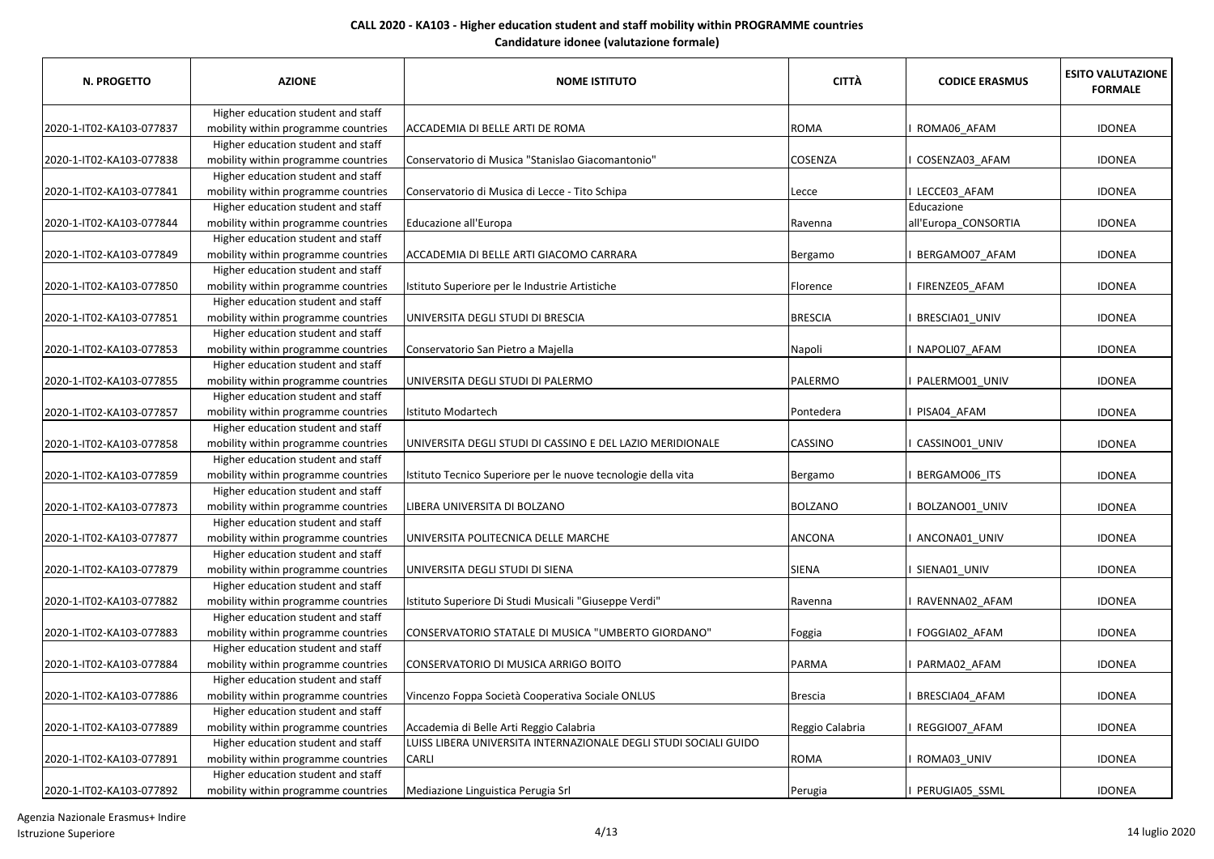**CALL 2020 - KA103 - Higher education student and staff mobility within PROGRAMME countries**

**Candidature idonee (valutazione formale)**

| N. PROGETTO | AZIONE | NOME ISTITUTO | CITTÀ | CODICE ERASMUS | ESITO VALUTAZIONE FORMALE |
|---|---|---|---|---|---|
| 2020-1-IT02-KA103-077837 | Higher education student and staff mobility within programme countries | ACCADEMIA DI BELLE ARTI DE ROMA | ROMA | I ROMA06_AFAM | IDONEA |
| 2020-1-IT02-KA103-077838 | Higher education student and staff mobility within programme countries | Conservatorio di Musica "Stanislao Giacomantonio" | COSENZA | I COSENZA03_AFAM | IDONEA |
| 2020-1-IT02-KA103-077841 | Higher education student and staff mobility within programme countries | Conservatorio di Musica di Lecce - Tito Schipa | Lecce | I LECCE03_AFAM | IDONEA |
| 2020-1-IT02-KA103-077844 | Higher education student and staff mobility within programme countries | Educazione all'Europa | Ravenna | Educazione all'Europa_CONSORTIA | IDONEA |
| 2020-1-IT02-KA103-077849 | Higher education student and staff mobility within programme countries | ACCADEMIA DI BELLE ARTI GIACOMO CARRARA | Bergamo | I BERGAMO07_AFAM | IDONEA |
| 2020-1-IT02-KA103-077850 | Higher education student and staff mobility within programme countries | Istituto Superiore per le Industrie Artistiche | Florence | I FIRENZE05_AFAM | IDONEA |
| 2020-1-IT02-KA103-077851 | Higher education student and staff mobility within programme countries | UNIVERSITA DEGLI STUDI DI BRESCIA | BRESCIA | I BRESCIA01_UNIV | IDONEA |
| 2020-1-IT02-KA103-077853 | Higher education student and staff mobility within programme countries | Conservatorio San Pietro a Majella | Napoli | I NAPOLI07_AFAM | IDONEA |
| 2020-1-IT02-KA103-077855 | Higher education student and staff mobility within programme countries | UNIVERSITA DEGLI STUDI DI PALERMO | PALERMO | I PALERMO01_UNIV | IDONEA |
| 2020-1-IT02-KA103-077857 | Higher education student and staff mobility within programme countries | Istituto Modartech | Pontedera | I PISA04_AFAM | IDONEA |
| 2020-1-IT02-KA103-077858 | Higher education student and staff mobility within programme countries | UNIVERSITA DEGLI STUDI DI CASSINO E DEL LAZIO MERIDIONALE | CASSINO | I CASSINO01_UNIV | IDONEA |
| 2020-1-IT02-KA103-077859 | Higher education student and staff mobility within programme countries | Istituto Tecnico Superiore per le nuove tecnologie della vita | Bergamo | I BERGAMO06_ITS | IDONEA |
| 2020-1-IT02-KA103-077873 | Higher education student and staff mobility within programme countries | LIBERA UNIVERSITA DI BOLZANO | BOLZANO | I BOLZANO01_UNIV | IDONEA |
| 2020-1-IT02-KA103-077877 | Higher education student and staff mobility within programme countries | UNIVERSITA POLITECNICA DELLE MARCHE | ANCONA | I ANCONA01_UNIV | IDONEA |
| 2020-1-IT02-KA103-077879 | Higher education student and staff mobility within programme countries | UNIVERSITA DEGLI STUDI DI SIENA | SIENA | I SIENA01_UNIV | IDONEA |
| 2020-1-IT02-KA103-077882 | Higher education student and staff mobility within programme countries | Istituto Superiore Di Studi Musicali "Giuseppe Verdi" | Ravenna | I RAVENNA02_AFAM | IDONEA |
| 2020-1-IT02-KA103-077883 | Higher education student and staff mobility within programme countries | CONSERVATORIO STATALE DI MUSICA "UMBERTO GIORDANO" | Foggia | I FOGGIA02_AFAM | IDONEA |
| 2020-1-IT02-KA103-077884 | Higher education student and staff mobility within programme countries | CONSERVATORIO DI MUSICA ARRIGO BOITO | PARMA | I PARMA02_AFAM | IDONEA |
| 2020-1-IT02-KA103-077886 | Higher education student and staff mobility within programme countries | Vincenzo Foppa Società Cooperativa Sociale ONLUS | Brescia | I BRESCIA04_AFAM | IDONEA |
| 2020-1-IT02-KA103-077889 | Higher education student and staff mobility within programme countries | Accademia di Belle Arti Reggio Calabria | Reggio Calabria | I REGGIO07_AFAM | IDONEA |
| 2020-1-IT02-KA103-077891 | Higher education student and staff mobility within programme countries | LUISS LIBERA UNIVERSITA INTERNAZIONALE DEGLI STUDI SOCIALI GUIDO CARLI | ROMA | I ROMA03_UNIV | IDONEA |
| 2020-1-IT02-KA103-077892 | Higher education student and staff mobility within programme countries | Mediazione Linguistica Perugia Srl | Perugia | I PERUGIA05_SSML | IDONEA |

Agenzia Nazionale Erasmus+ Indire
Istruzione Superiore

14 luglio 2020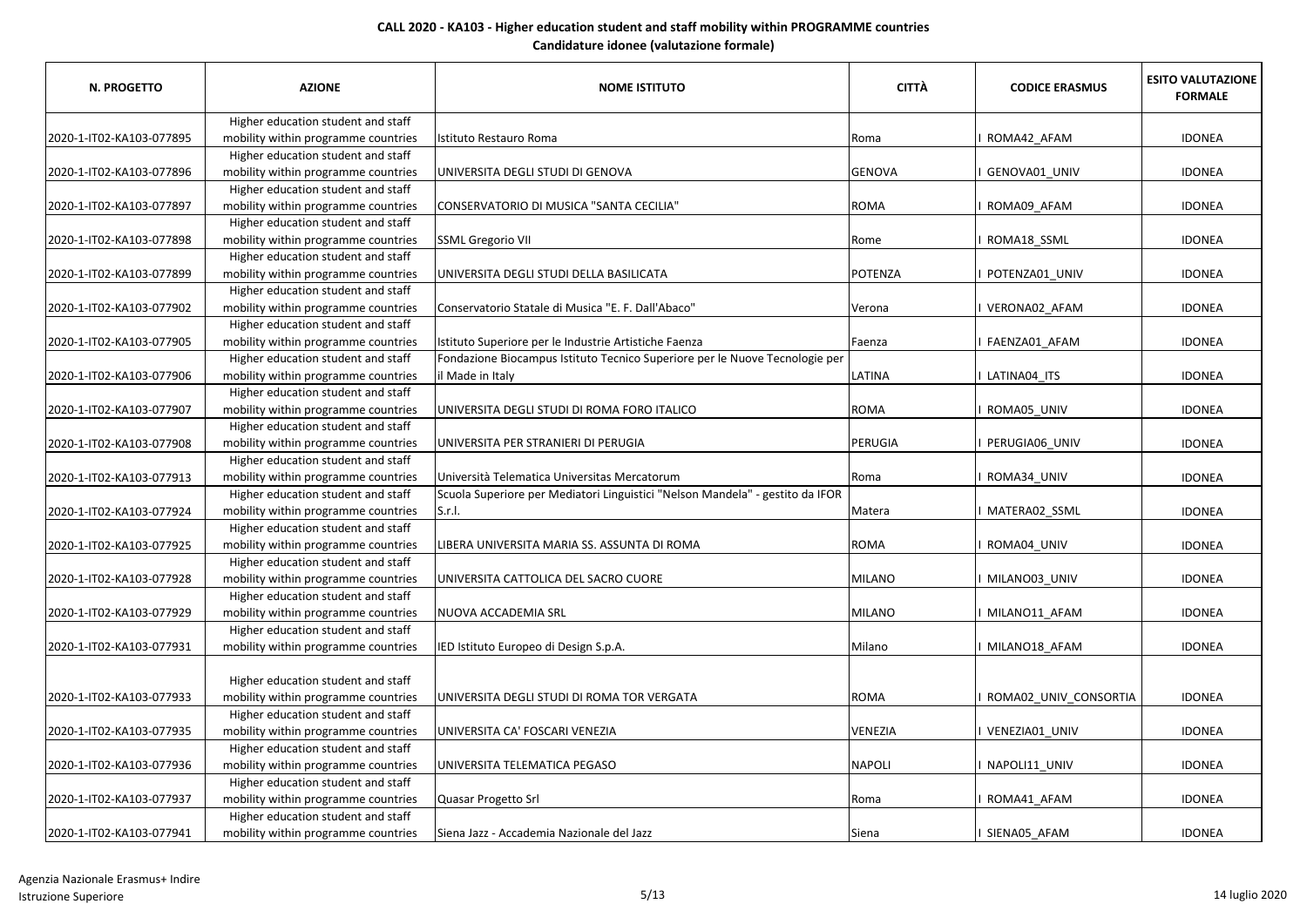**CALL 2020 - KA103 - Higher education student and staff mobility within PROGRAMME countries**

**Candidature idonee (valutazione formale)**

| N. PROGETTO | AZIONE | NOME ISTITUTO | CITTÀ | CODICE ERASMUS | ESITO VALUTAZIONE FORMALE |
|---|---|---|---|---|---|
| 2020-1-IT02-KA103-077895 | Higher education student and staff mobility within programme countries | Istituto Restauro Roma | Roma | I ROMA42_AFAM | IDONEA |
| 2020-1-IT02-KA103-077896 | Higher education student and staff mobility within programme countries | UNIVERSITA DEGLI STUDI DI GENOVA | GENOVA | I GENOVA01_UNIV | IDONEA |
| 2020-1-IT02-KA103-077897 | Higher education student and staff mobility within programme countries | CONSERVATORIO DI MUSICA "SANTA CECILIA" | ROMA | I ROMA09_AFAM | IDONEA |
| 2020-1-IT02-KA103-077898 | Higher education student and staff mobility within programme countries | SSML Gregorio VII | Rome | I ROMA18_SSML | IDONEA |
| 2020-1-IT02-KA103-077899 | Higher education student and staff mobility within programme countries | UNIVERSITA DEGLI STUDI DELLA BASILICATA | POTENZA | I POTENZA01_UNIV | IDONEA |
| 2020-1-IT02-KA103-077902 | Higher education student and staff mobility within programme countries | Conservatorio Statale di Musica "E. F. Dall'Abaco" | Verona | I VERONA02_AFAM | IDONEA |
| 2020-1-IT02-KA103-077905 | Higher education student and staff mobility within programme countries | Istituto Superiore per le Industrie Artistiche Faenza | Faenza | I FAENZA01_AFAM | IDONEA |
| 2020-1-IT02-KA103-077906 | Higher education student and staff mobility within programme countries | Fondazione Biocampus Istituto Tecnico Superiore per le Nuove Tecnologie per il Made in Italy | LATINA | I LATINA04_ITS | IDONEA |
| 2020-1-IT02-KA103-077907 | Higher education student and staff mobility within programme countries | UNIVERSITA DEGLI STUDI DI ROMA FORO ITALICO | ROMA | I ROMA05_UNIV | IDONEA |
| 2020-1-IT02-KA103-077908 | Higher education student and staff mobility within programme countries | UNIVERSITA PER STRANIERI DI PERUGIA | PERUGIA | I PERUGIA06_UNIV | IDONEA |
| 2020-1-IT02-KA103-077913 | Higher education student and staff mobility within programme countries | Università Telematica Universitas Mercatorum | Roma | I ROMA34_UNIV | IDONEA |
| 2020-1-IT02-KA103-077924 | Higher education student and staff mobility within programme countries | Scuola Superiore per Mediatori Linguistici "Nelson Mandela" - gestito da IFOR S.r.l. | Matera | I MATERA02_SSML | IDONEA |
| 2020-1-IT02-KA103-077925 | Higher education student and staff mobility within programme countries | LIBERA UNIVERSITA MARIA SS. ASSUNTA DI ROMA | ROMA | I ROMA04_UNIV | IDONEA |
| 2020-1-IT02-KA103-077928 | Higher education student and staff mobility within programme countries | UNIVERSITA CATTOLICA DEL SACRO CUORE | MILANO | I MILANO03_UNIV | IDONEA |
| 2020-1-IT02-KA103-077929 | Higher education student and staff mobility within programme countries | NUOVA ACCADEMIA SRL | MILANO | I MILANO11_AFAM | IDONEA |
| 2020-1-IT02-KA103-077931 | Higher education student and staff mobility within programme countries | IED Istituto Europeo di Design S.p.A. | Milano | I MILANO18_AFAM | IDONEA |
| 2020-1-IT02-KA103-077933 | Higher education student and staff mobility within programme countries | UNIVERSITA DEGLI STUDI DI ROMA TOR VERGATA | ROMA | I ROMA02_UNIV_CONSORTIA | IDONEA |
| 2020-1-IT02-KA103-077935 | Higher education student and staff mobility within programme countries | UNIVERSITA CA' FOSCARI VENEZIA | VENEZIA | I VENEZIA01_UNIV | IDONEA |
| 2020-1-IT02-KA103-077936 | Higher education student and staff mobility within programme countries | UNIVERSITA TELEMATICA PEGASO | NAPOLI | I NAPOLI11_UNIV | IDONEA |
| 2020-1-IT02-KA103-077937 | Higher education student and staff mobility within programme countries | Quasar Progetto Srl | Roma | I ROMA41_AFAM | IDONEA |
| 2020-1-IT02-KA103-077941 | Higher education student and staff mobility within programme countries | Siena Jazz - Accademia Nazionale del Jazz | Siena | I SIENA05_AFAM | IDONEA |

Agenzia Nazionale Erasmus+ Indire
Istruzione Superiore

14 luglio 2020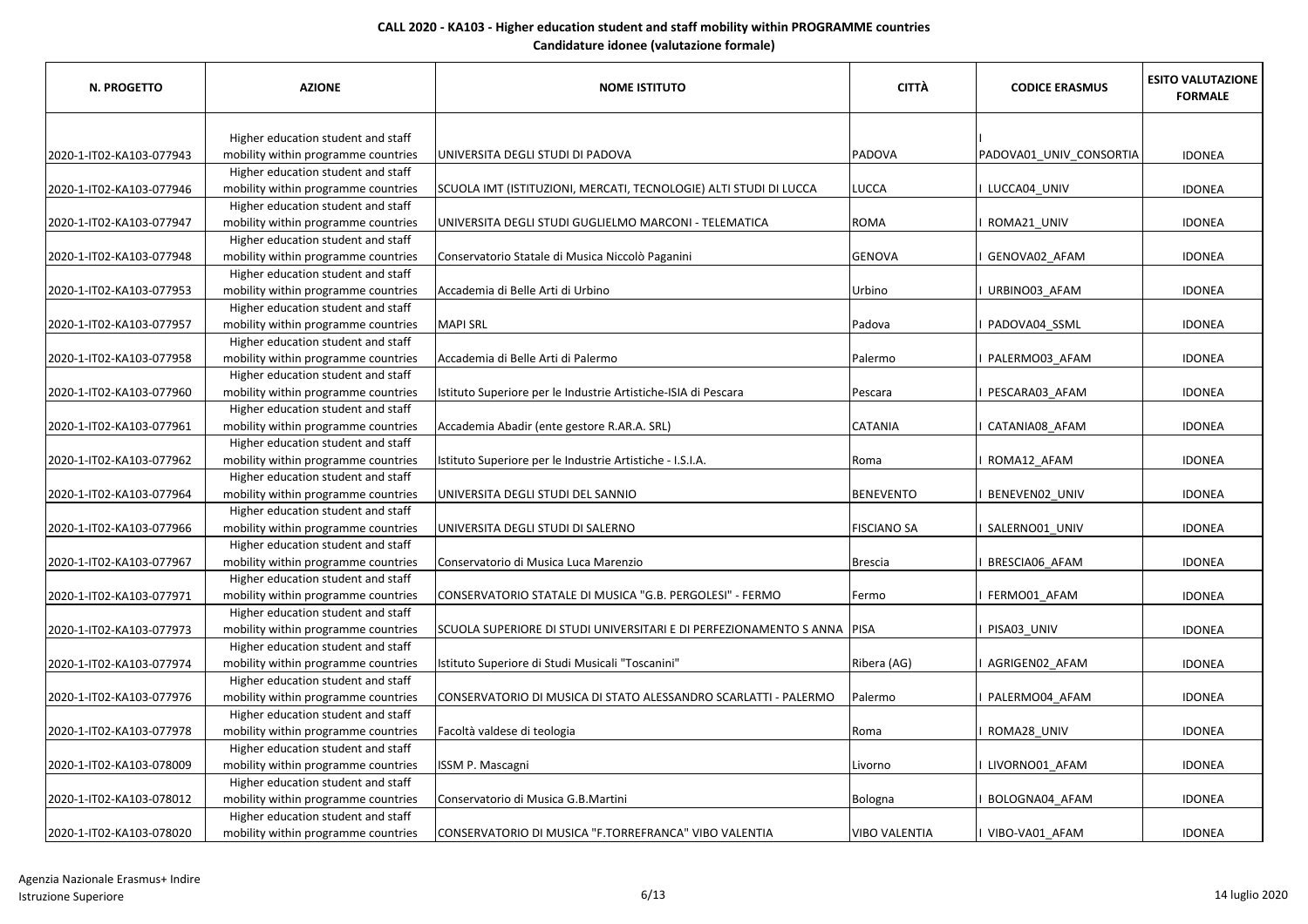**CALL 2020 - KA103 - Higher education student and staff mobility within PROGRAMME countries**
**Candidature idonee (valutazione formale)**

| N. PROGETTO | AZIONE | NOME ISTITUTO | CITTÀ | CODICE ERASMUS | ESITO VALUTAZIONE FORMALE |
|---|---|---|---|---|---|
| 2020-1-IT02-KA103-077943 | Higher education student and staff mobility within programme countries | UNIVERSITA DEGLI STUDI DI PADOVA | PADOVA | I PADOVA01_UNIV_CONSORTIA | IDONEA |
| 2020-1-IT02-KA103-077946 | Higher education student and staff mobility within programme countries | SCUOLA IMT (ISTITUZIONI, MERCATI, TECNOLOGIE) ALTI STUDI DI LUCCA | LUCCA | I LUCCA04_UNIV | IDONEA |
| 2020-1-IT02-KA103-077947 | Higher education student and staff mobility within programme countries | UNIVERSITA DEGLI STUDI GUGLIELMO MARCONI - TELEMATICA | ROMA | I ROMA21_UNIV | IDONEA |
| 2020-1-IT02-KA103-077948 | Higher education student and staff mobility within programme countries | Conservatorio Statale di Musica Niccolò Paganini | GENOVA | I GENOVA02_AFAM | IDONEA |
| 2020-1-IT02-KA103-077953 | Higher education student and staff mobility within programme countries | Accademia di Belle Arti di Urbino | Urbino | I URBINO03_AFAM | IDONEA |
| 2020-1-IT02-KA103-077957 | Higher education student and staff mobility within programme countries | MAPI SRL | Padova | I PADOVA04_SSML | IDONEA |
| 2020-1-IT02-KA103-077958 | Higher education student and staff mobility within programme countries | Accademia di Belle Arti di Palermo | Palermo | I PALERMO03_AFAM | IDONEA |
| 2020-1-IT02-KA103-077960 | Higher education student and staff mobility within programme countries | Istituto Superiore per le Industrie Artistiche-ISIA di Pescara | Pescara | I PESCARA03_AFAM | IDONEA |
| 2020-1-IT02-KA103-077961 | Higher education student and staff mobility within programme countries | Accademia Abadir (ente gestore R.AR.A. SRL) | CATANIA | I CATANIA08_AFAM | IDONEA |
| 2020-1-IT02-KA103-077962 | Higher education student and staff mobility within programme countries | Istituto Superiore per le Industrie Artistiche - I.S.I.A. | Roma | I ROMA12_AFAM | IDONEA |
| 2020-1-IT02-KA103-077964 | Higher education student and staff mobility within programme countries | UNIVERSITA DEGLI STUDI DEL SANNIO | BENEVENTO | I BENEVEN02_UNIV | IDONEA |
| 2020-1-IT02-KA103-077966 | Higher education student and staff mobility within programme countries | UNIVERSITA DEGLI STUDI DI SALERNO | FISCIANO SA | I SALERNO01_UNIV | IDONEA |
| 2020-1-IT02-KA103-077967 | Higher education student and staff mobility within programme countries | Conservatorio di Musica Luca Marenzio | Brescia | I BRESCIA06_AFAM | IDONEA |
| 2020-1-IT02-KA103-077971 | Higher education student and staff mobility within programme countries | CONSERVATORIO STATALE DI MUSICA "G.B. PERGOLESI" - FERMO | Fermo | I FERMO01_AFAM | IDONEA |
| 2020-1-IT02-KA103-077973 | Higher education student and staff mobility within programme countries | SCUOLA SUPERIORE DI STUDI UNIVERSITARI E DI PERFEZIONAMENTO S ANNA | PISA | I PISA03_UNIV | IDONEA |
| 2020-1-IT02-KA103-077974 | Higher education student and staff mobility within programme countries | Istituto Superiore di Studi Musicali "Toscanini" | Ribera (AG) | I AGRIGEN02_AFAM | IDONEA |
| 2020-1-IT02-KA103-077976 | Higher education student and staff mobility within programme countries | CONSERVATORIO DI MUSICA DI STATO ALESSANDRO SCARLATTI - PALERMO | Palermo | I PALERMO04_AFAM | IDONEA |
| 2020-1-IT02-KA103-077978 | Higher education student and staff mobility within programme countries | Facoltà valdese di teologia | Roma | I ROMA28_UNIV | IDONEA |
| 2020-1-IT02-KA103-078009 | Higher education student and staff mobility within programme countries | ISSM P. Mascagni | Livorno | I LIVORNO01_AFAM | IDONEA |
| 2020-1-IT02-KA103-078012 | Higher education student and staff mobility within programme countries | Conservatorio di Musica G.B.Martini | Bologna | I BOLOGNA04_AFAM | IDONEA |
| 2020-1-IT02-KA103-078020 | Higher education student and staff mobility within programme countries | CONSERVATORIO DI MUSICA "F.TORREFRANCA" VIBO VALENTIA | VIBO VALENTIA | I VIBO-VA01_AFAM | IDONEA |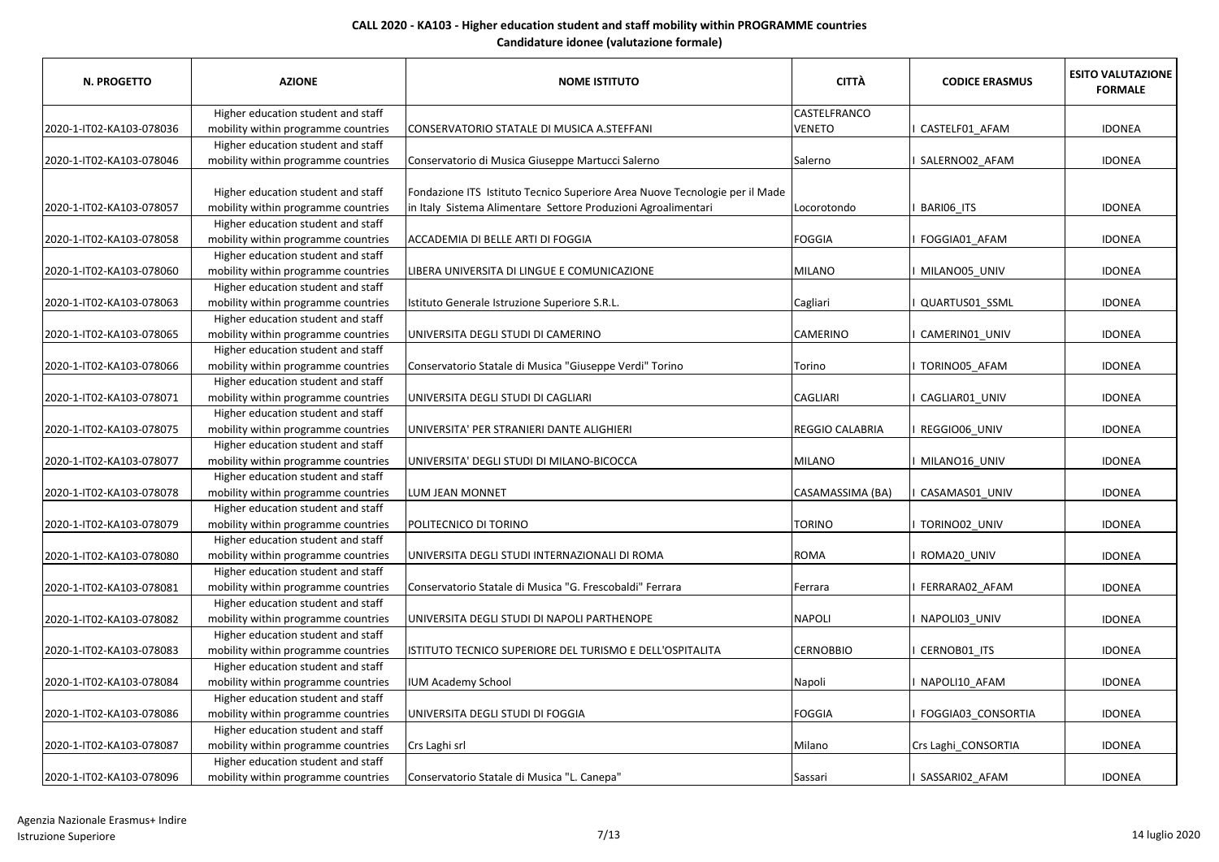**CALL 2020 - KA103 - Higher education student and staff mobility within PROGRAMME countries**

**Candidature idonee (valutazione formale)**

| N. PROGETTO | AZIONE | NOME ISTITUTO | CITTÀ | CODICE ERASMUS | ESITO VALUTAZIONE FORMALE |
|---|---|---|---|---|---|
| 2020-1-IT02-KA103-078036 | Higher education student and staff mobility within programme countries | CONSERVATORIO STATALE DI MUSICA A.STEFFANI | CASTELFRANCO VENETO | I CASTELF01_AFAM | IDONEA |
| 2020-1-IT02-KA103-078046 | Higher education student and staff mobility within programme countries | Conservatorio di Musica Giuseppe Martucci Salerno | Salerno | I SALERNO02_AFAM | IDONEA |
| 2020-1-IT02-KA103-078057 | Higher education student and staff mobility within programme countries | Fondazione ITS Istituto Tecnico Superiore Area Nuove Tecnologie per il Made in Italy Sistema Alimentare Settore Produzioni Agroalimentari | Locorotondo | I BARI06_ITS | IDONEA |
| 2020-1-IT02-KA103-078058 | Higher education student and staff mobility within programme countries | ACCADEMIA DI BELLE ARTI DI FOGGIA | FOGGIA | I FOGGIA01_AFAM | IDONEA |
| 2020-1-IT02-KA103-078060 | Higher education student and staff mobility within programme countries | LIBERA UNIVERSITA DI LINGUE E COMUNICAZIONE | MILANO | I MILANO05_UNIV | IDONEA |
| 2020-1-IT02-KA103-078063 | Higher education student and staff mobility within programme countries | Istituto Generale Istruzione Superiore S.R.L. | Cagliari | I QUARTUS01_SSML | IDONEA |
| 2020-1-IT02-KA103-078065 | Higher education student and staff mobility within programme countries | UNIVERSITA DEGLI STUDI DI CAMERINO | CAMERINO | I CAMERIN01_UNIV | IDONEA |
| 2020-1-IT02-KA103-078066 | Higher education student and staff mobility within programme countries | Conservatorio Statale di Musica "Giuseppe Verdi" Torino | Torino | I TORINO05_AFAM | IDONEA |
| 2020-1-IT02-KA103-078071 | Higher education student and staff mobility within programme countries | UNIVERSITA DEGLI STUDI DI CAGLIARI | CAGLIARI | I CAGLIAR01_UNIV | IDONEA |
| 2020-1-IT02-KA103-078075 | Higher education student and staff mobility within programme countries | UNIVERSITA' PER STRANIERI DANTE ALIGHIERI | REGGIO CALABRIA | I REGGIO06_UNIV | IDONEA |
| 2020-1-IT02-KA103-078077 | Higher education student and staff mobility within programme countries | UNIVERSITA' DEGLI STUDI DI MILANO-BICOCCA | MILANO | I MILANO16_UNIV | IDONEA |
| 2020-1-IT02-KA103-078078 | Higher education student and staff mobility within programme countries | LUM JEAN MONNET | CASAMASSIMA (BA) | I CASAMAS01_UNIV | IDONEA |
| 2020-1-IT02-KA103-078079 | Higher education student and staff mobility within programme countries | POLITECNICO DI TORINO | TORINO | I TORINO02_UNIV | IDONEA |
| 2020-1-IT02-KA103-078080 | Higher education student and staff mobility within programme countries | UNIVERSITA DEGLI STUDI INTERNAZIONALI DI ROMA | ROMA | I ROMA20_UNIV | IDONEA |
| 2020-1-IT02-KA103-078081 | Higher education student and staff mobility within programme countries | Conservatorio Statale di Musica "G. Frescobaldi" Ferrara | Ferrara | I FERRARA02_AFAM | IDONEA |
| 2020-1-IT02-KA103-078082 | Higher education student and staff mobility within programme countries | UNIVERSITA DEGLI STUDI DI NAPOLI PARTHENOPE | NAPOLI | I NAPOLI03_UNIV | IDONEA |
| 2020-1-IT02-KA103-078083 | Higher education student and staff mobility within programme countries | ISTITUTO TECNICO SUPERIORE DEL TURISMO E DELL'OSPITALITA | CERNOBBIO | I CERNOB01_ITS | IDONEA |
| 2020-1-IT02-KA103-078084 | Higher education student and staff mobility within programme countries | IUM Academy School | Napoli | I NAPOLI10_AFAM | IDONEA |
| 2020-1-IT02-KA103-078086 | Higher education student and staff mobility within programme countries | UNIVERSITA DEGLI STUDI DI FOGGIA | FOGGIA | I FOGGIA03_CONSORTIA | IDONEA |
| 2020-1-IT02-KA103-078087 | Higher education student and staff mobility within programme countries | Crs Laghi srl | Milano | Crs Laghi_CONSORTIA | IDONEA |
| 2020-1-IT02-KA103-078096 | Higher education student and staff mobility within programme countries | Conservatorio Statale di Musica "L. Canepa" | Sassari | I SASSARI02_AFAM | IDONEA |

Agenzia Nazionale Erasmus+ Indire
Istruzione Superiore

14 luglio 2020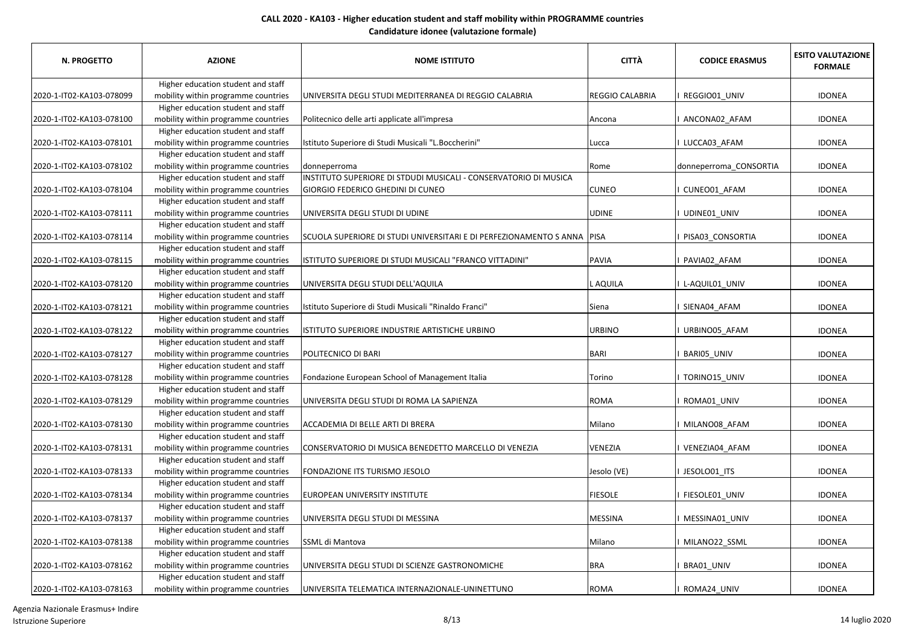**CALL 2020 - KA103 - Higher education student and staff mobility within PROGRAMME countries**
**Candidature idonee (valutazione formale)**

| N. PROGETTO | AZIONE | NOME ISTITUTO | CITTÀ | CODICE ERASMUS | ESITO VALUTAZIONE FORMALE |
|---|---|---|---|---|---|
| 2020-1-IT02-KA103-078099 | Higher education student and staff mobility within programme countries | UNIVERSITA DEGLI STUDI MEDITERRANEA DI REGGIO CALABRIA | REGGIO CALABRIA | I REGGIO01_UNIV | IDONEA |
| 2020-1-IT02-KA103-078100 | Higher education student and staff mobility within programme countries | Politecnico delle arti applicate all'impresa | Ancona | I ANCONA02_AFAM | IDONEA |
| 2020-1-IT02-KA103-078101 | Higher education student and staff mobility within programme countries | Istituto Superiore di Studi Musicali "L.Boccherini" | Lucca | I LUCCA03_AFAM | IDONEA |
| 2020-1-IT02-KA103-078102 | Higher education student and staff mobility within programme countries | donneperroma | Rome | donneperroma_CONSORTIA | IDONEA |
| 2020-1-IT02-KA103-078104 | Higher education student and staff mobility within programme countries | INSTITUTO SUPERIORE DI STDUDI MUSICALI - CONSERVATORIO DI MUSICA GIORGIO FEDERICO GHEDINI DI CUNEO | CUNEO | I CUNEO01_AFAM | IDONEA |
| 2020-1-IT02-KA103-078111 | Higher education student and staff mobility within programme countries | UNIVERSITA DEGLI STUDI DI UDINE | UDINE | I UDINE01_UNIV | IDONEA |
| 2020-1-IT02-KA103-078114 | Higher education student and staff mobility within programme countries | SCUOLA SUPERIORE DI STUDI UNIVERSITARI E DI PERFEZIONAMENTO S ANNA | PISA | I PISA03_CONSORTIA | IDONEA |
| 2020-1-IT02-KA103-078115 | Higher education student and staff mobility within programme countries | ISTITUTO SUPERIORE DI STUDI MUSICALI "FRANCO VITTADINI" | PAVIA | I PAVIA02_AFAM | IDONEA |
| 2020-1-IT02-KA103-078120 | Higher education student and staff mobility within programme countries | UNIVERSITA DEGLI STUDI DELL'AQUILA | L AQUILA | I L-AQUIL01_UNIV | IDONEA |
| 2020-1-IT02-KA103-078121 | Higher education student and staff mobility within programme countries | Istituto Superiore di Studi Musicali "Rinaldo Franci" | Siena | I SIENA04_AFAM | IDONEA |
| 2020-1-IT02-KA103-078122 | Higher education student and staff mobility within programme countries | ISTITUTO SUPERIORE INDUSTRIE ARTISTICHE URBINO | URBINO | I URBINO05_AFAM | IDONEA |
| 2020-1-IT02-KA103-078127 | Higher education student and staff mobility within programme countries | POLITECNICO DI BARI | BARI | I BARI05_UNIV | IDONEA |
| 2020-1-IT02-KA103-078128 | Higher education student and staff mobility within programme countries | Fondazione European School of Management Italia | Torino | I TORINO15_UNIV | IDONEA |
| 2020-1-IT02-KA103-078129 | Higher education student and staff mobility within programme countries | UNIVERSITA DEGLI STUDI DI ROMA LA SAPIENZA | ROMA | I ROMA01_UNIV | IDONEA |
| 2020-1-IT02-KA103-078130 | Higher education student and staff mobility within programme countries | ACCADEMIA DI BELLE ARTI DI BRERA | Milano | I MILANO08_AFAM | IDONEA |
| 2020-1-IT02-KA103-078131 | Higher education student and staff mobility within programme countries | CONSERVATORIO DI MUSICA BENEDETTO MARCELLO DI VENEZIA | VENEZIA | I VENEZIA04_AFAM | IDONEA |
| 2020-1-IT02-KA103-078133 | Higher education student and staff mobility within programme countries | FONDAZIONE ITS TURISMO JESOLO | Jesolo (VE) | I JESOLO01_ITS | IDONEA |
| 2020-1-IT02-KA103-078134 | Higher education student and staff mobility within programme countries | EUROPEAN UNIVERSITY INSTITUTE | FIESOLE | I FIESOLE01_UNIV | IDONEA |
| 2020-1-IT02-KA103-078137 | Higher education student and staff mobility within programme countries | UNIVERSITA DEGLI STUDI DI MESSINA | MESSINA | I MESSINA01_UNIV | IDONEA |
| 2020-1-IT02-KA103-078138 | Higher education student and staff mobility within programme countries | SSML di Mantova | Milano | I MILANO22_SSML | IDONEA |
| 2020-1-IT02-KA103-078162 | Higher education student and staff mobility within programme countries | UNIVERSITA DEGLI STUDI DI SCIENZE GASTRONOMICHE | BRA | I BRA01_UNIV | IDONEA |
| 2020-1-IT02-KA103-078163 | Higher education student and staff mobility within programme countries | UNIVERSITA TELEMATICA INTERNAZIONALE-UNINETTUNO | ROMA | I ROMA24_UNIV | IDONEA |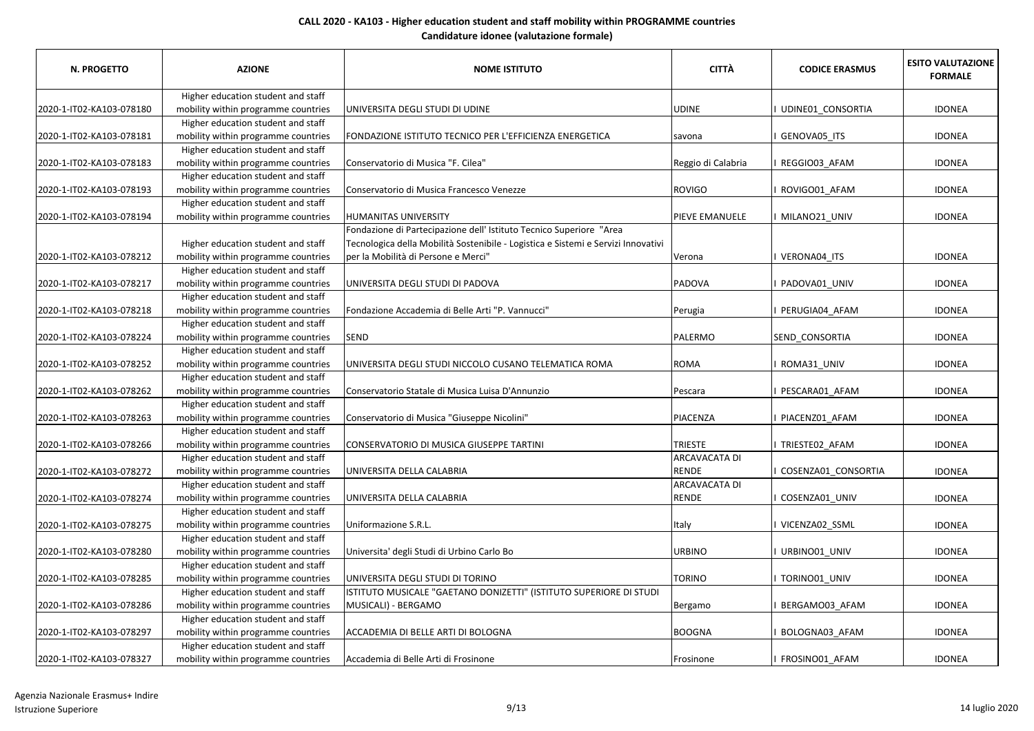**CALL 2020 - KA103 - Higher education student and staff mobility within PROGRAMME countries**
**Candidature idonee (valutazione formale)**

| N. PROGETTO | AZIONE | NOME ISTITUTO | CITTÀ | CODICE ERASMUS | ESITO VALUTAZIONE FORMALE |
|---|---|---|---|---|---|
| 2020-1-IT02-KA103-078180 | Higher education student and staff mobility within programme countries | UNIVERSITA DEGLI STUDI DI UDINE | UDINE | I UDINE01_CONSORTIA | IDONEA |
| 2020-1-IT02-KA103-078181 | Higher education student and staff mobility within programme countries | FONDAZIONE ISTITUTO TECNICO PER L'EFFICIENZA ENERGETICA | savona | I GENOVA05_ITS | IDONEA |
| 2020-1-IT02-KA103-078183 | Higher education student and staff mobility within programme countries | Conservatorio di Musica "F. Cilea" | Reggio di Calabria | I REGGIO03_AFAM | IDONEA |
| 2020-1-IT02-KA103-078193 | Higher education student and staff mobility within programme countries | Conservatorio di Musica Francesco Venezze | ROVIGO | I ROVIGO01_AFAM | IDONEA |
| 2020-1-IT02-KA103-078194 | Higher education student and staff mobility within programme countries | HUMANITAS UNIVERSITY | PIEVE EMANUELE | I MILANO21_UNIV | IDONEA |
| 2020-1-IT02-KA103-078212 | Higher education student and staff mobility within programme countries | Fondazione di Partecipazione dell' Istituto Tecnico Superiore "Area Tecnologica della Mobilità Sostenibile - Logistica e Sistemi e Servizi Innovativi per la Mobilità di Persone e Merci" | Verona | I VERONA04_ITS | IDONEA |
| 2020-1-IT02-KA103-078217 | Higher education student and staff mobility within programme countries | UNIVERSITA DEGLI STUDI DI PADOVA | PADOVA | I PADOVA01_UNIV | IDONEA |
| 2020-1-IT02-KA103-078218 | Higher education student and staff mobility within programme countries | Fondazione Accademia di Belle Arti "P. Vannucci" | Perugia | I PERUGIA04_AFAM | IDONEA |
| 2020-1-IT02-KA103-078224 | Higher education student and staff mobility within programme countries | SEND | PALERMO | SEND_CONSORTIA | IDONEA |
| 2020-1-IT02-KA103-078252 | Higher education student and staff mobility within programme countries | UNIVERSITA DEGLI STUDI NICCOLO CUSANO TELEMATICA ROMA | ROMA | I ROMA31_UNIV | IDONEA |
| 2020-1-IT02-KA103-078262 | Higher education student and staff mobility within programme countries | Conservatorio Statale di Musica Luisa D'Annunzio | Pescara | I PESCARA01_AFAM | IDONEA |
| 2020-1-IT02-KA103-078263 | Higher education student and staff mobility within programme countries | Conservatorio di Musica "Giuseppe Nicolini" | PIACENZA | I PIACENZ01_AFAM | IDONEA |
| 2020-1-IT02-KA103-078266 | Higher education student and staff mobility within programme countries | CONSERVATORIO DI MUSICA GIUSEPPE TARTINI | TRIESTE | I TRIESTE02_AFAM | IDONEA |
| 2020-1-IT02-KA103-078272 | Higher education student and staff mobility within programme countries | UNIVERSITA DELLA CALABRIA | ARCAVACATA DI RENDE | I COSENZA01_CONSORTIA | IDONEA |
| 2020-1-IT02-KA103-078274 | Higher education student and staff mobility within programme countries | UNIVERSITA DELLA CALABRIA | ARCAVACATA DI RENDE | I COSENZA01_UNIV | IDONEA |
| 2020-1-IT02-KA103-078275 | Higher education student and staff mobility within programme countries | Uniformazione S.R.L. | Italy | I VICENZA02_SSML | IDONEA |
| 2020-1-IT02-KA103-078280 | Higher education student and staff mobility within programme countries | Universita' degli Studi di Urbino Carlo Bo | URBINO | I URBINO01_UNIV | IDONEA |
| 2020-1-IT02-KA103-078285 | Higher education student and staff mobility within programme countries | UNIVERSITA DEGLI STUDI DI TORINO | TORINO | I TORINO01_UNIV | IDONEA |
| 2020-1-IT02-KA103-078286 | Higher education student and staff mobility within programme countries | ISTITUTO MUSICALE "GAETANO DONIZETTI" (ISTITUTO SUPERIORE DI STUDI MUSICALI) - BERGAMO | Bergamo | I BERGAMO03_AFAM | IDONEA |
| 2020-1-IT02-KA103-078297 | Higher education student and staff mobility within programme countries | ACCADEMIA DI BELLE ARTI DI BOLOGNA | BOOGNA | I BOLOGNA03_AFAM | IDONEA |
| 2020-1-IT02-KA103-078327 | Higher education student and staff mobility within programme countries | Accademia di Belle Arti di Frosinone | Frosinone | I FROSINO01_AFAM | IDONEA |

Agenzia Nazionale Erasmus+ Indire
Istruzione Superiore

14 luglio 2020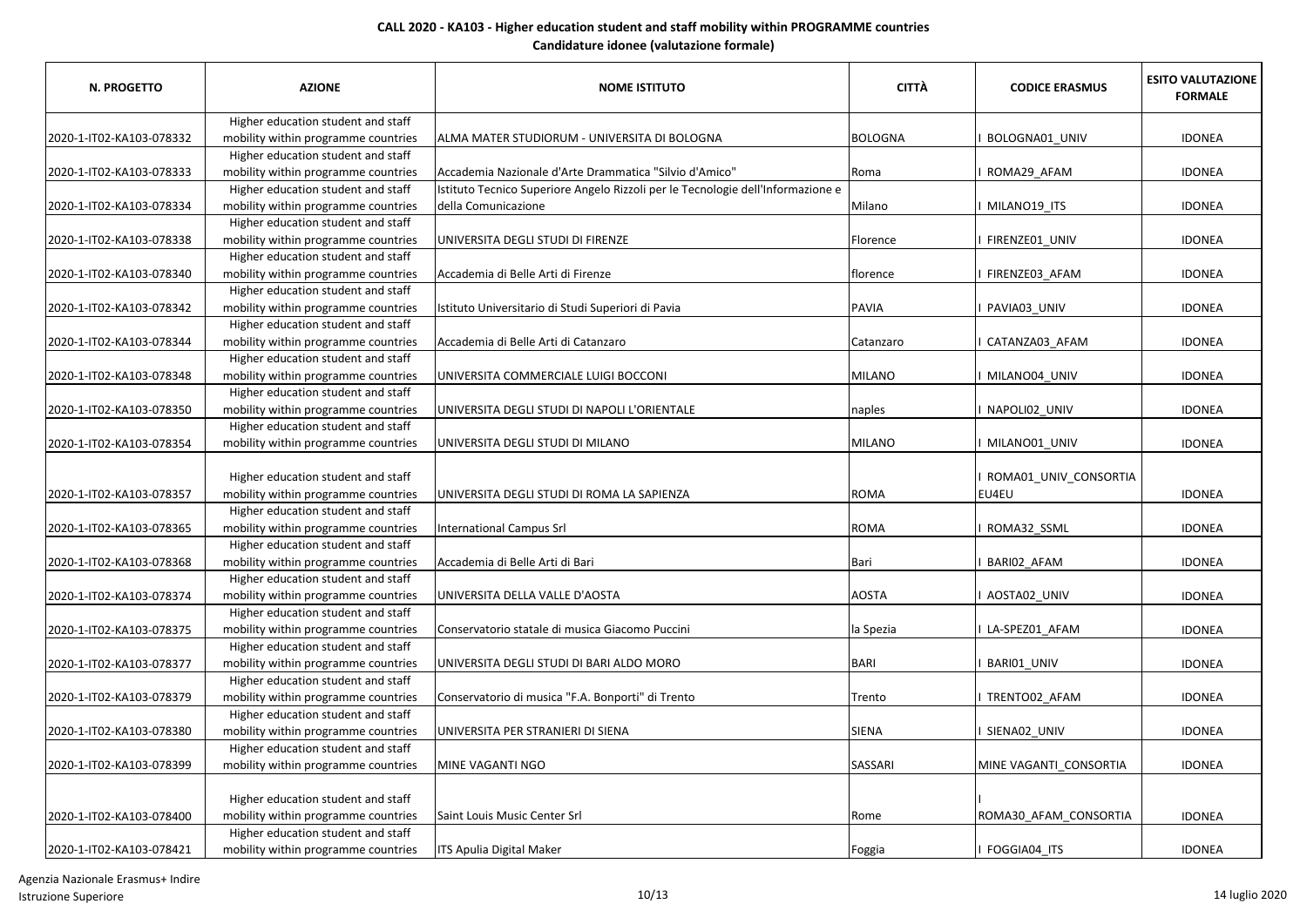**CALL 2020 - KA103 - Higher education student and staff mobility within PROGRAMME countries**
**Candidature idonee (valutazione formale)**

| N. PROGETTO | AZIONE | NOME ISTITUTO | CITTÀ | CODICE ERASMUS | ESITO VALUTAZIONE FORMALE |
|---|---|---|---|---|---|
| 2020-1-IT02-KA103-078332 | Higher education student and staff mobility within programme countries | ALMA MATER STUDIORUM - UNIVERSITA DI BOLOGNA | BOLOGNA | I BOLOGNA01_UNIV | IDONEA |
| 2020-1-IT02-KA103-078333 | Higher education student and staff mobility within programme countries | Accademia Nazionale d'Arte Drammatica "Silvio d'Amico" | Roma | I ROMA29_AFAM | IDONEA |
| 2020-1-IT02-KA103-078334 | Higher education student and staff mobility within programme countries | Istituto Tecnico Superiore Angelo Rizzoli per le Tecnologie dell'Informazione e della Comunicazione | Milano | I MILANO19_ITS | IDONEA |
| 2020-1-IT02-KA103-078338 | Higher education student and staff mobility within programme countries | UNIVERSITA DEGLI STUDI DI FIRENZE | Florence | I FIRENZE01_UNIV | IDONEA |
| 2020-1-IT02-KA103-078340 | Higher education student and staff mobility within programme countries | Accademia di Belle Arti di Firenze | florence | I FIRENZE03_AFAM | IDONEA |
| 2020-1-IT02-KA103-078342 | Higher education student and staff mobility within programme countries | Istituto Universitario di Studi Superiori di Pavia | PAVIA | I PAVIA03_UNIV | IDONEA |
| 2020-1-IT02-KA103-078344 | Higher education student and staff mobility within programme countries | Accademia di Belle Arti di Catanzaro | Catanzaro | I CATANZA03_AFAM | IDONEA |
| 2020-1-IT02-KA103-078348 | Higher education student and staff mobility within programme countries | UNIVERSITA COMMERCIALE LUIGI BOCCONI | MILANO | I MILANO04_UNIV | IDONEA |
| 2020-1-IT02-KA103-078350 | Higher education student and staff mobility within programme countries | UNIVERSITA DEGLI STUDI DI NAPOLI L'ORIENTALE | naples | I NAPOLI02_UNIV | IDONEA |
| 2020-1-IT02-KA103-078354 | Higher education student and staff mobility within programme countries | UNIVERSITA DEGLI STUDI DI MILANO | MILANO | I MILANO01_UNIV | IDONEA |
| 2020-1-IT02-KA103-078357 | Higher education student and staff mobility within programme countries | UNIVERSITA DEGLI STUDI DI ROMA LA SAPIENZA | ROMA | I ROMA01_UNIV_CONSORTIA EU4EU | IDONEA |
| 2020-1-IT02-KA103-078365 | Higher education student and staff mobility within programme countries | International Campus Srl | ROMA | I ROMA32_SSML | IDONEA |
| 2020-1-IT02-KA103-078368 | Higher education student and staff mobility within programme countries | Accademia di Belle Arti di Bari | Bari | I BARI02_AFAM | IDONEA |
| 2020-1-IT02-KA103-078374 | Higher education student and staff mobility within programme countries | UNIVERSITA DELLA VALLE D'AOSTA | AOSTA | I AOSTA02_UNIV | IDONEA |
| 2020-1-IT02-KA103-078375 | Higher education student and staff mobility within programme countries | Conservatorio statale di musica Giacomo Puccini | la Spezia | I LA-SPEZ01_AFAM | IDONEA |
| 2020-1-IT02-KA103-078377 | Higher education student and staff mobility within programme countries | UNIVERSITA DEGLI STUDI DI BARI ALDO MORO | BARI | I BARI01_UNIV | IDONEA |
| 2020-1-IT02-KA103-078379 | Higher education student and staff mobility within programme countries | Conservatorio di musica "F.A. Bonporti" di Trento | Trento | I TRENTO02_AFAM | IDONEA |
| 2020-1-IT02-KA103-078380 | Higher education student and staff mobility within programme countries | UNIVERSITA PER STRANIERI DI SIENA | SIENA | I SIENA02_UNIV | IDONEA |
| 2020-1-IT02-KA103-078399 | Higher education student and staff mobility within programme countries | MINE VAGANTI NGO | SASSARI | MINE VAGANTI_CONSORTIA | IDONEA |
| 2020-1-IT02-KA103-078400 | Higher education student and staff mobility within programme countries | Saint Louis Music Center Srl | Rome | I ROMA30_AFAM_CONSORTIA | IDONEA |
| 2020-1-IT02-KA103-078421 | Higher education student and staff mobility within programme countries | ITS Apulia Digital Maker | Foggia | I FOGGIA04_ITS | IDONEA |

Agenzia Nazionale Erasmus+ Indire
Istruzione Superiore

14 luglio 2020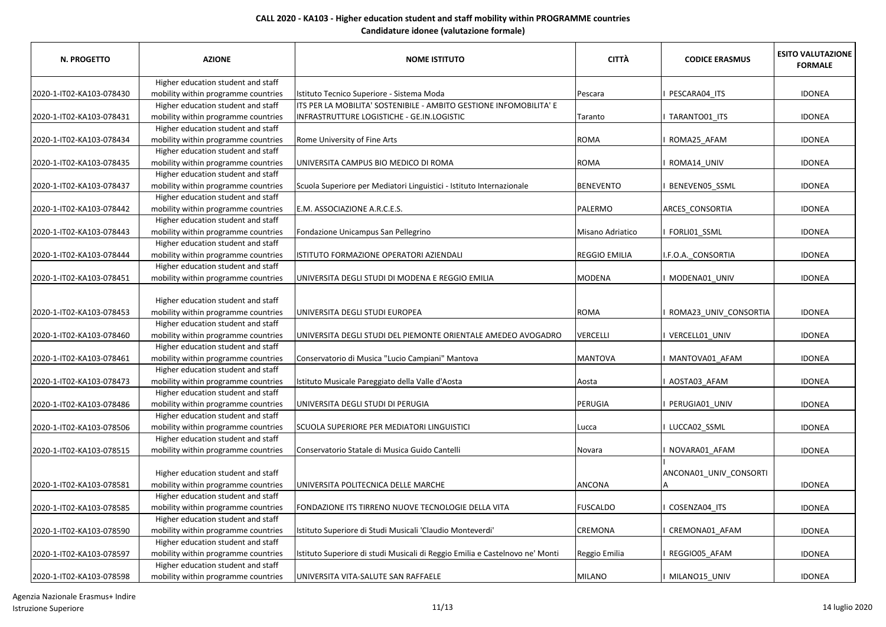**CALL 2020 - KA103 - Higher education student and staff mobility within PROGRAMME countries**

**Candidature idonee (valutazione formale)**

| N. PROGETTO | AZIONE | NOME ISTITUTO | CITTÀ | CODICE ERASMUS | ESITO VALUTAZIONE FORMALE |
|---|---|---|---|---|---|
| 2020-1-IT02-KA103-078430 | Higher education student and staff mobility within programme countries | Istituto Tecnico Superiore - Sistema Moda | Pescara | I PESCARA04_ITS | IDONEA |
| 2020-1-IT02-KA103-078431 | Higher education student and staff mobility within programme countries | ITS PER LA MOBILITA' SOSTENIBILE - AMBITO GESTIONE INFOMOBILITA' E INFRASTRUTTURE LOGISTICHE - GE.IN.LOGISTIC | Taranto | I TARANTO01_ITS | IDONEA |
| 2020-1-IT02-KA103-078434 | Higher education student and staff mobility within programme countries | Rome University of Fine Arts | ROMA | I ROMA25_AFAM | IDONEA |
| 2020-1-IT02-KA103-078435 | Higher education student and staff mobility within programme countries | UNIVERSITA CAMPUS BIO MEDICO DI ROMA | ROMA | I ROMA14_UNIV | IDONEA |
| 2020-1-IT02-KA103-078437 | Higher education student and staff mobility within programme countries | Scuola Superiore per Mediatori Linguistici - Istituto Internazionale | BENEVENTO | I BENEVEN05_SSML | IDONEA |
| 2020-1-IT02-KA103-078442 | Higher education student and staff mobility within programme countries | E.M. ASSOCIAZIONE A.R.C.E.S. | PALERMO | ARCES_CONSORTIA | IDONEA |
| 2020-1-IT02-KA103-078443 | Higher education student and staff mobility within programme countries | Fondazione Unicampus San Pellegrino | Misano Adriatico | I FORLI01_SSML | IDONEA |
| 2020-1-IT02-KA103-078444 | Higher education student and staff mobility within programme countries | ISTITUTO FORMAZIONE OPERATORI AZIENDALI | REGGIO EMILIA | I.F.O.A._CONSORTIA | IDONEA |
| 2020-1-IT02-KA103-078451 | Higher education student and staff mobility within programme countries | UNIVERSITA DEGLI STUDI DI MODENA E REGGIO EMILIA | MODENA | I MODENA01_UNIV | IDONEA |
| 2020-1-IT02-KA103-078453 | Higher education student and staff mobility within programme countries | UNIVERSITA DEGLI STUDI EUROPEA | ROMA | I ROMA23_UNIV_CONSORTIA | IDONEA |
| 2020-1-IT02-KA103-078460 | Higher education student and staff mobility within programme countries | UNIVERSITA DEGLI STUDI DEL PIEMONTE ORIENTALE AMEDEO AVOGADRO | VERCELLI | I VERCELL01_UNIV | IDONEA |
| 2020-1-IT02-KA103-078461 | Higher education student and staff mobility within programme countries | Conservatorio di Musica "Lucio Campiani" Mantova | MANTOVA | I MANTOVA01_AFAM | IDONEA |
| 2020-1-IT02-KA103-078473 | Higher education student and staff mobility within programme countries | Istituto Musicale Pareggiato della Valle d'Aosta | Aosta | I AOSTA03_AFAM | IDONEA |
| 2020-1-IT02-KA103-078486 | Higher education student and staff mobility within programme countries | UNIVERSITA DEGLI STUDI DI PERUGIA | PERUGIA | I PERUGIA01_UNIV | IDONEA |
| 2020-1-IT02-KA103-078506 | Higher education student and staff mobility within programme countries | SCUOLA SUPERIORE PER MEDIATORI LINGUISTICI | Lucca | I LUCCA02_SSML | IDONEA |
| 2020-1-IT02-KA103-078515 | Higher education student and staff mobility within programme countries | Conservatorio Statale di Musica Guido Cantelli | Novara | I NOVARA01_AFAM | IDONEA |
| 2020-1-IT02-KA103-078581 | Higher education student and staff mobility within programme countries | UNIVERSITA POLITECNICA DELLE MARCHE | ANCONA | I ANCONA01_UNIV_CONSORTIA | IDONEA |
| 2020-1-IT02-KA103-078585 | Higher education student and staff mobility within programme countries | FONDAZIONE ITS TIRRENO NUOVE TECNOLOGIE DELLA VITA | FUSCALDO | I COSENZA04_ITS | IDONEA |
| 2020-1-IT02-KA103-078590 | Higher education student and staff mobility within programme countries | Istituto Superiore di Studi Musicali 'Claudio Monteverdi' | CREMONA | I CREMONA01_AFAM | IDONEA |
| 2020-1-IT02-KA103-078597 | Higher education student and staff mobility within programme countries | Istituto Superiore di studi Musicali di Reggio Emilia e Castelnovo ne' Monti | Reggio Emilia | I REGGIO05_AFAM | IDONEA |
| 2020-1-IT02-KA103-078598 | Higher education student and staff mobility within programme countries | UNIVERSITA VITA-SALUTE SAN RAFFAELE | MILANO | I MILANO15_UNIV | IDONEA |

Agenzia Nazionale Erasmus+ Indire
Istruzione Superiore

14 luglio 2020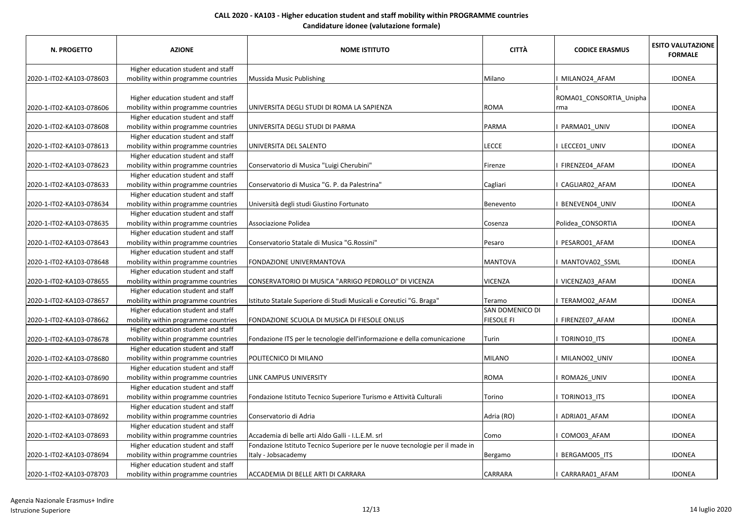**CALL 2020 - KA103 - Higher education student and staff mobility within PROGRAMME countries**
**Candidature idonee (valutazione formale)**

| N. PROGETTO | AZIONE | NOME ISTITUTO | CITTÀ | CODICE ERASMUS | ESITO VALUTAZIONE FORMALE |
|---|---|---|---|---|---|
| 2020-1-IT02-KA103-078603 | Higher education student and staff mobility within programme countries | Mussida Music Publishing | Milano | I MILANO24_AFAM | IDONEA |
| 2020-1-IT02-KA103-078606 | Higher education student and staff mobility within programme countries | UNIVERSITA DEGLI STUDI DI ROMA LA SAPIENZA | ROMA | I ROMA01_CONSORTIA_Unipharma | IDONEA |
| 2020-1-IT02-KA103-078608 | Higher education student and staff mobility within programme countries | UNIVERSITA DEGLI STUDI DI PARMA | PARMA | I PARMA01_UNIV | IDONEA |
| 2020-1-IT02-KA103-078613 | Higher education student and staff mobility within programme countries | UNIVERSITA DEL SALENTO | LECCE | I LECCE01_UNIV | IDONEA |
| 2020-1-IT02-KA103-078623 | Higher education student and staff mobility within programme countries | Conservatorio di Musica "Luigi Cherubini" | Firenze | I FIRENZE04_AFAM | IDONEA |
| 2020-1-IT02-KA103-078633 | Higher education student and staff mobility within programme countries | Conservatorio di Musica "G. P. da Palestrina" | Cagliari | I CAGLIAR02_AFAM | IDONEA |
| 2020-1-IT02-KA103-078634 | Higher education student and staff mobility within programme countries | Università degli studi Giustino Fortunato | Benevento | I BENEVEN04_UNIV | IDONEA |
| 2020-1-IT02-KA103-078635 | Higher education student and staff mobility within programme countries | Associazione Polidea | Cosenza | Polidea_CONSORTIA | IDONEA |
| 2020-1-IT02-KA103-078643 | Higher education student and staff mobility within programme countries | Conservatorio Statale di Musica "G.Rossini" | Pesaro | I PESARO01_AFAM | IDONEA |
| 2020-1-IT02-KA103-078648 | Higher education student and staff mobility within programme countries | FONDAZIONE UNIVERMANTOVA | MANTOVA | I MANTOVA02_SSML | IDONEA |
| 2020-1-IT02-KA103-078655 | Higher education student and staff mobility within programme countries | CONSERVATORIO DI MUSICA "ARRIGO PEDROLLO" DI VICENZA | VICENZA | I VICENZA03_AFAM | IDONEA |
| 2020-1-IT02-KA103-078657 | Higher education student and staff mobility within programme countries | Istituto Statale Superiore di Studi Musicali e Coreutici "G. Braga" | Teramo | I TERAMO02_AFAM | IDONEA |
| 2020-1-IT02-KA103-078662 | Higher education student and staff mobility within programme countries | FONDAZIONE SCUOLA DI MUSICA DI FIESOLE ONLUS | SAN DOMENICO DI FIESOLE FI | I FIRENZE07_AFAM | IDONEA |
| 2020-1-IT02-KA103-078678 | Higher education student and staff mobility within programme countries | Fondazione ITS per le tecnologie dell'informazione e della comunicazione | Turin | I TORINO10_ITS | IDONEA |
| 2020-1-IT02-KA103-078680 | Higher education student and staff mobility within programme countries | POLITECNICO DI MILANO | MILANO | I MILANO02_UNIV | IDONEA |
| 2020-1-IT02-KA103-078690 | Higher education student and staff mobility within programme countries | LINK CAMPUS UNIVERSITY | ROMA | I ROMA26_UNIV | IDONEA |
| 2020-1-IT02-KA103-078691 | Higher education student and staff mobility within programme countries | Fondazione Istituto Tecnico Superiore Turismo e Attività Culturali | Torino | I TORINO13_ITS | IDONEA |
| 2020-1-IT02-KA103-078692 | Higher education student and staff mobility within programme countries | Conservatorio di Adria | Adria (RO) | I ADRIA01_AFAM | IDONEA |
| 2020-1-IT02-KA103-078693 | Higher education student and staff mobility within programme countries | Accademia di belle arti Aldo Galli - I.L.E.M. srl | Como | I COMO03_AFAM | IDONEA |
| 2020-1-IT02-KA103-078694 | Higher education student and staff mobility within programme countries | Fondazione Istituto Tecnico Superiore per le nuove tecnologie per il made in Italy - Jobsacademy | Bergamo | I BERGAMO05_ITS | IDONEA |
| 2020-1-IT02-KA103-078703 | Higher education student and staff mobility within programme countries | ACCADEMIA DI BELLE ARTI DI CARRARA | CARRARA | I CARRARA01_AFAM | IDONEA |

Agenzia Nazionale Erasmus+ Indire
Istruzione Superiore

14 luglio 2020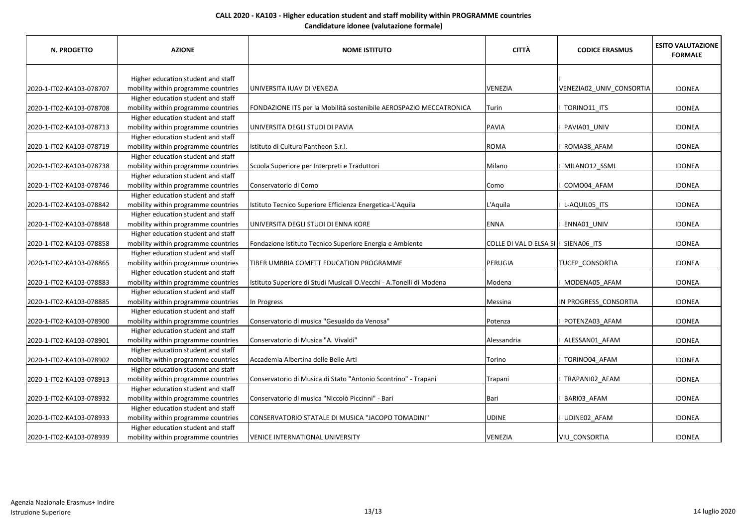**CALL 2020 - KA103 - Higher education student and staff mobility within PROGRAMME countries**
**Candidature idonee (valutazione formale)**

| N. PROGETTO | AZIONE | NOME ISTITUTO | CITTÀ | CODICE ERASMUS | ESITO VALUTAZIONE FORMALE |
|---|---|---|---|---|---|
| 2020-1-IT02-KA103-078707 | Higher education student and staff mobility within programme countries | UNIVERSITA IUAV DI VENEZIA | VENEZIA | I VENEZIA02_UNIV_CONSORTIA | IDONEA |
| 2020-1-IT02-KA103-078708 | Higher education student and staff mobility within programme countries | FONDAZIONE ITS per la Mobilità sostenibile AEROSPAZIO MECCATRONICA | Turin | I TORINO11_ITS | IDONEA |
| 2020-1-IT02-KA103-078713 | Higher education student and staff mobility within programme countries | UNIVERSITA DEGLI STUDI DI PAVIA | PAVIA | I PAVIA01_UNIV | IDONEA |
| 2020-1-IT02-KA103-078719 | Higher education student and staff mobility within programme countries | Istituto di Cultura Pantheon S.r.l. | ROMA | I ROMA38_AFAM | IDONEA |
| 2020-1-IT02-KA103-078738 | Higher education student and staff mobility within programme countries | Scuola Superiore per Interpreti e Traduttori | Milano | I MILANO12_SSML | IDONEA |
| 2020-1-IT02-KA103-078746 | Higher education student and staff mobility within programme countries | Conservatorio di Como | Como | I COMO04_AFAM | IDONEA |
| 2020-1-IT02-KA103-078842 | Higher education student and staff mobility within programme countries | Istituto Tecnico Superiore Efficienza Energetica-L'Aquila | L'Aquila | I L-AQUIL05_ITS | IDONEA |
| 2020-1-IT02-KA103-078848 | Higher education student and staff mobility within programme countries | UNIVERSITA DEGLI STUDI DI ENNA KORE | ENNA | I ENNA01_UNIV | IDONEA |
| 2020-1-IT02-KA103-078858 | Higher education student and staff mobility within programme countries | Fondazione Istituto Tecnico Superiore Energia e Ambiente | COLLE DI VAL D ELSA SI | I SIENA06_ITS | IDONEA |
| 2020-1-IT02-KA103-078865 | Higher education student and staff mobility within programme countries | TIBER UMBRIA COMETT EDUCATION PROGRAMME | PERUGIA | TUCEP_CONSORTIA | IDONEA |
| 2020-1-IT02-KA103-078883 | Higher education student and staff mobility within programme countries | Istituto Superiore di Studi Musicali O.Vecchi - A.Tonelli di Modena | Modena | I MODENA05_AFAM | IDONEA |
| 2020-1-IT02-KA103-078885 | Higher education student and staff mobility within programme countries | In Progress | Messina | IN PROGRESS_CONSORTIA | IDONEA |
| 2020-1-IT02-KA103-078900 | Higher education student and staff mobility within programme countries | Conservatorio di musica "Gesualdo da Venosa" | Potenza | I POTENZA03_AFAM | IDONEA |
| 2020-1-IT02-KA103-078901 | Higher education student and staff mobility within programme countries | Conservatorio di Musica "A. Vivaldi" | Alessandria | I ALESSAN01_AFAM | IDONEA |
| 2020-1-IT02-KA103-078902 | Higher education student and staff mobility within programme countries | Accademia Albertina delle Belle Arti | Torino | I TORINO04_AFAM | IDONEA |
| 2020-1-IT02-KA103-078913 | Higher education student and staff mobility within programme countries | Conservatorio di Musica di Stato "Antonio Scontrino" - Trapani | Trapani | I TRAPANI02_AFAM | IDONEA |
| 2020-1-IT02-KA103-078932 | Higher education student and staff mobility within programme countries | Conservatorio di musica "Niccolò Piccinni" - Bari | Bari | I BARI03_AFAM | IDONEA |
| 2020-1-IT02-KA103-078933 | Higher education student and staff mobility within programme countries | CONSERVATORIO STATALE DI MUSICA "JACOPO TOMADINI" | UDINE | I UDINE02_AFAM | IDONEA |
| 2020-1-IT02-KA103-078939 | Higher education student and staff mobility within programme countries | VENICE INTERNATIONAL UNIVERSITY | VENEZIA | VIU_CONSORTIA | IDONEA |

Agenzia Nazionale Erasmus+ Indire
Istruzione Superiore

14 luglio 2020